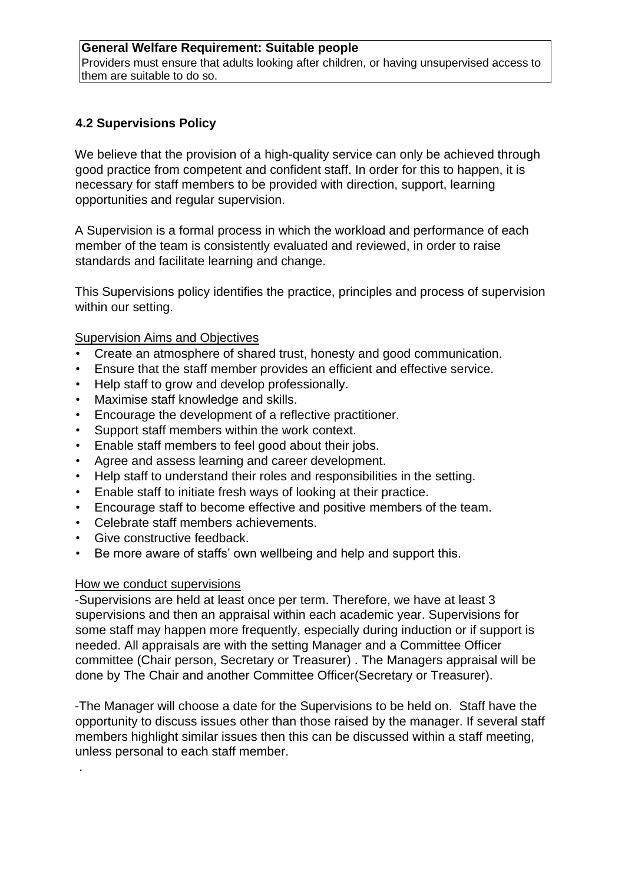**General Welfare Requirement: Suitable people**
Providers must ensure that adults looking after children, or having unsupervised access to them are suitable to do so.

### 4.2 Supervisions Policy

We believe that the provision of a high-quality service can only be achieved through good practice from competent and confident staff. In order for this to happen, it is necessary for staff members to be provided with direction, support, learning opportunities and regular supervision.

A Supervision is a formal process in which the workload and performance of each member of the team is consistently evaluated and reviewed, in order to raise standards and facilitate learning and change.

This Supervisions policy identifies the practice, principles and process of supervision within our setting.

Supervision Aims and Objectives

- Create an atmosphere of shared trust, honesty and good communication.
- Ensure that the staff member provides an efficient and effective service.
- Help staff to grow and develop professionally.
- Maximise staff knowledge and skills.
- Encourage the development of a reflective practitioner.
- Support staff members within the work context.
- Enable staff members to feel good about their jobs.
- Agree and assess learning and career development.
- Help staff to understand their roles and responsibilities in the setting.
- Enable staff to initiate fresh ways of looking at their practice.
- Encourage staff to become effective and positive members of the team.
- Celebrate staff members achievements.
- Give constructive feedback.
- Be more aware of staffs' own wellbeing and help and support this.

How we conduct supervisions

-Supervisions are held at least once per term. Therefore, we have at least 3 supervisions and then an appraisal within each academic year. Supervisions for some staff may happen more frequently, especially during induction or if support is needed. All appraisals are with the setting Manager and a Committee Officer committee (Chair person, Secretary or Treasurer) . The Managers appraisal will be done by The Chair and another Committee Officer(Secretary or Treasurer).

-The Manager will choose a date for the Supervisions to be held on. Staff have the opportunity to discuss issues other than those raised by the manager. If several staff members highlight similar issues then this can be discussed within a staff meeting, unless personal to each staff member.

.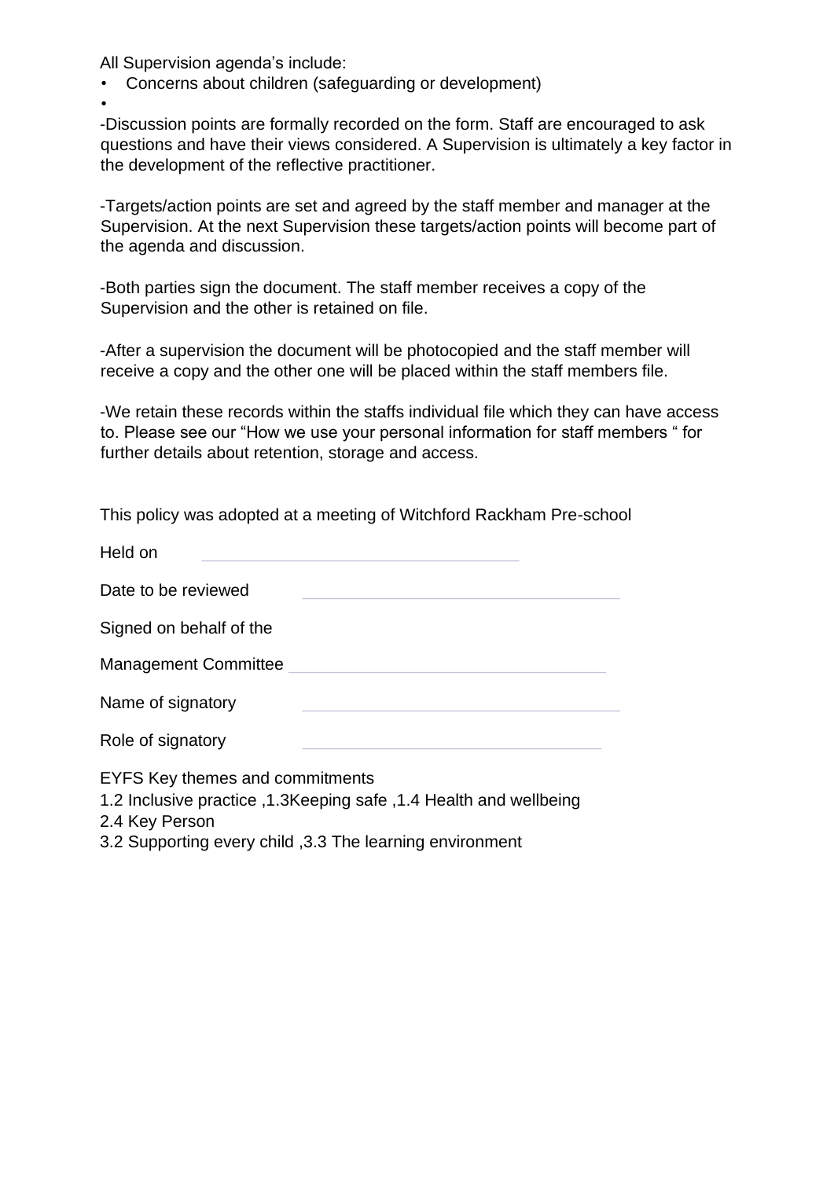All Supervision agenda's include:

- Concerns about children (safeguarding or development)
- 

-Discussion points are formally recorded on the form. Staff are encouraged to ask questions and have their views considered. A Supervision is ultimately a key factor in the development of the reflective practitioner.

-Targets/action points are set and agreed by the staff member and manager at the Supervision. At the next Supervision these targets/action points will become part of the agenda and discussion.

-Both parties sign the document. The staff member receives a copy of the Supervision and the other is retained on file.

-After a supervision the document will be photocopied and the staff member will receive a copy and the other one will be placed within the staff members file.

-We retain these records within the staffs individual file which they can have access to. Please see our "How we use your personal information for staff members " for further details about retention, storage and access.

This policy was adopted at a meeting of Witchford Rackham Pre-school

Held on \_\_\_\_\_\_\_\_\_\_\_\_\_\_\_\_\_\_\_\_\_\_\_\_\_\_\_\_\_\_\_\_

Date to be reviewed \_\_\_\_\_\_\_\_\_\_\_\_\_\_\_\_\_\_\_\_\_\_\_\_\_\_\_\_\_\_\_\_

Signed on behalf of the

Management Committee \_\_\_\_\_\_\_\_\_\_\_\_\_\_\_\_\_\_\_\_\_\_\_\_\_\_\_\_\_\_\_\_

Name of signatory \_\_\_\_\_\_\_\_\_\_\_\_\_\_\_\_\_\_\_\_\_\_\_\_\_\_\_\_\_\_\_\_

Role of signatory \_\_\_\_\_\_\_\_\_\_\_\_\_\_\_\_\_\_\_\_\_\_\_\_\_\_\_\_\_\_\_\_

EYFS Key themes and commitments

1.2 Inclusive practice ,1.3Keeping safe ,1.4 Health and wellbeing

2.4 Key Person

3.2 Supporting every child ,3.3 The learning environment